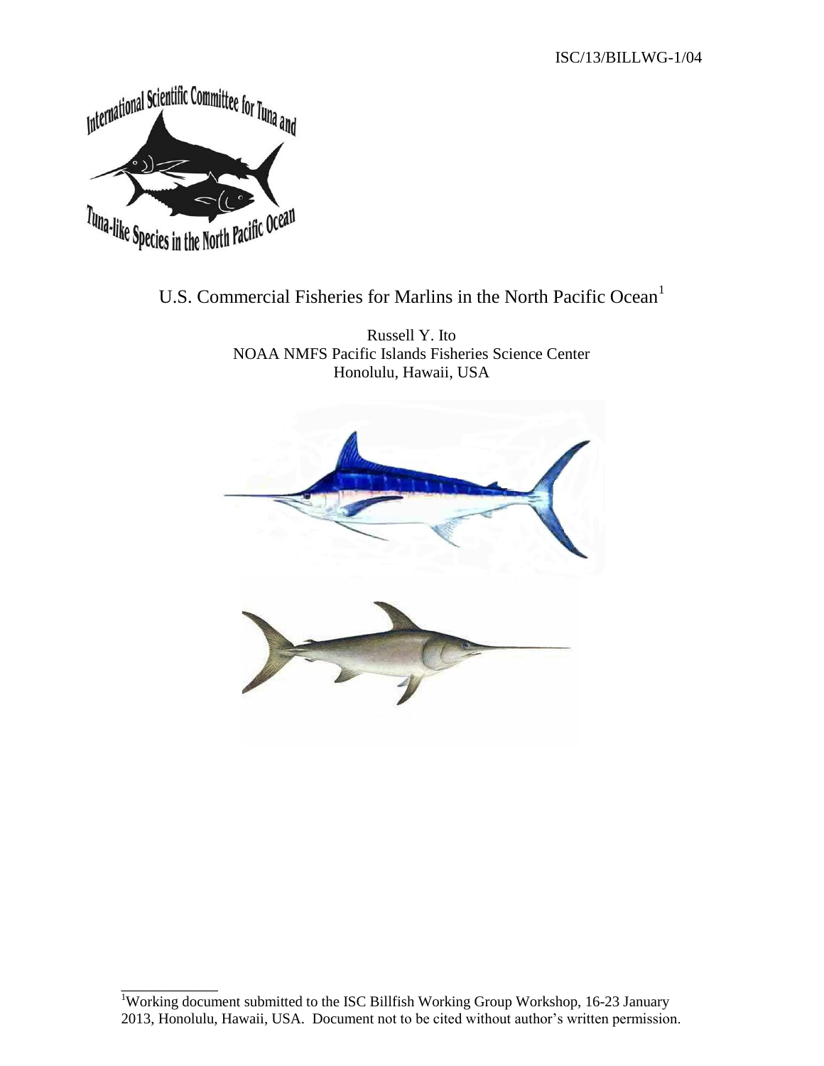ISC/13/BILLWG-1/04

# U.S. Commercial Fisheries for Marlins in the North Pacific Ocean[1]

Russell Y. Ito
NOAA NMFS Pacific Islands Fisheries Science Center
Honolulu, Hawaii, USA

[1]Working document submitted to the ISC Billfish Working Group Workshop, 16-23 January 2013, Honolulu, Hawaii, USA. Document not to be cited without author's written permission.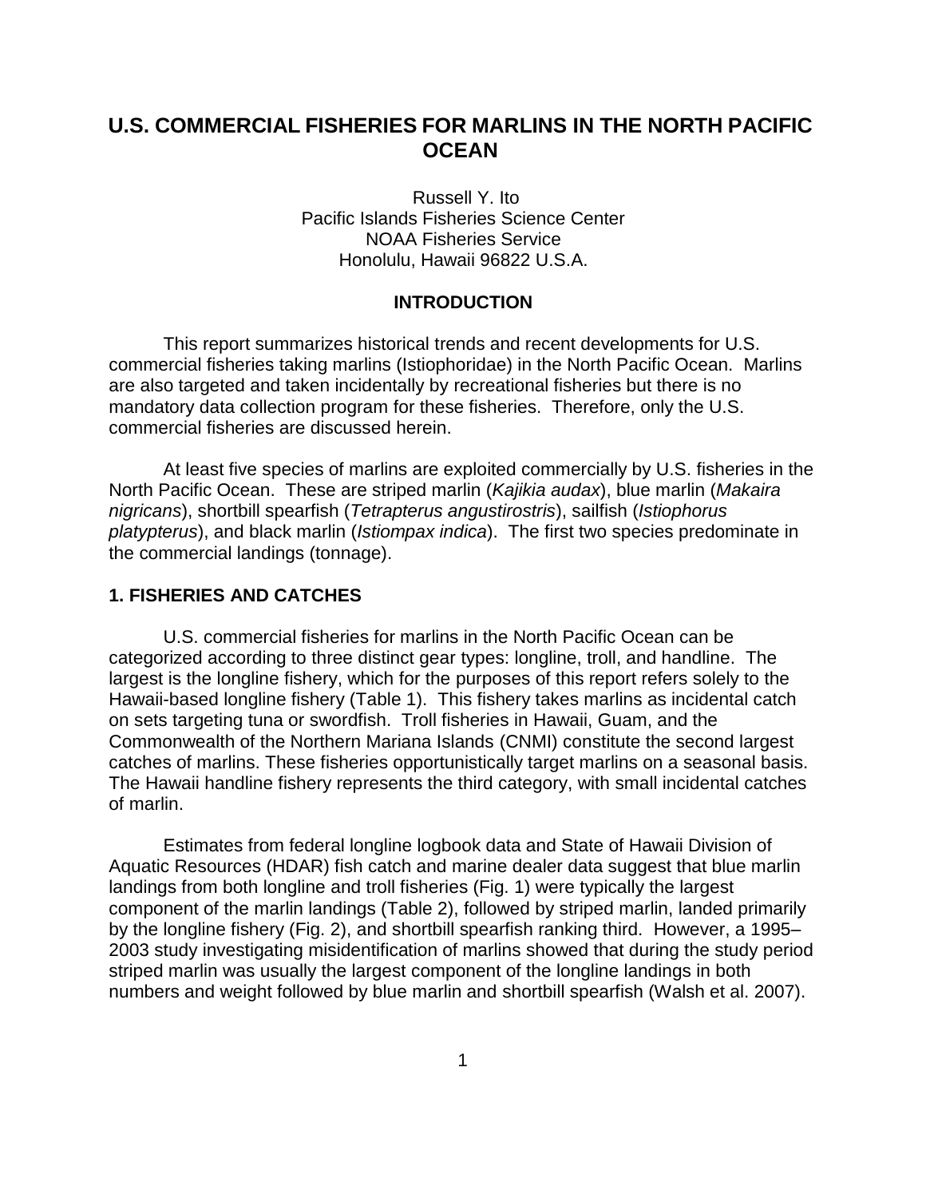// U.S. COMMERCIAL FISHERIES FOR MARLINS IN THE NORTH PACIFIC OCEAN

Russell Y. Ito
Pacific Islands Fisheries Science Center
NOAA Fisheries Service
Honolulu, Hawaii 96822 U.S.A.

## INTRODUCTION

This report summarizes historical trends and recent developments for U.S. commercial fisheries taking marlins (Istiophoridae) in the North Pacific Ocean. Marlins are also targeted and taken incidentally by recreational fisheries but there is no mandatory data collection program for these fisheries. Therefore, only the U.S. commercial fisheries are discussed herein.

At least five species of marlins are exploited commercially by U.S. fisheries in the North Pacific Ocean. These are striped marlin (*Kajikia audax*), blue marlin (*Makaira nigricans*), shortbill spearfish (*Tetrapterus angustirostris*), sailfish (*Istiophorus platypterus*), and black marlin (*Istiompax indica*). The first two species predominate in the commercial landings (tonnage).

## 1. FISHERIES AND CATCHES

U.S. commercial fisheries for marlins in the North Pacific Ocean can be categorized according to three distinct gear types: longline, troll, and handline. The largest is the longline fishery, which for the purposes of this report refers solely to the Hawaii-based longline fishery (Table 1). This fishery takes marlins as incidental catch on sets targeting tuna or swordfish. Troll fisheries in Hawaii, Guam, and the Commonwealth of the Northern Mariana Islands (CNMI) constitute the second largest catches of marlins. These fisheries opportunistically target marlins on a seasonal basis. The Hawaii handline fishery represents the third category, with small incidental catches of marlin.

Estimates from federal longline logbook data and State of Hawaii Division of Aquatic Resources (HDAR) fish catch and marine dealer data suggest that blue marlin landings from both longline and troll fisheries (Fig. 1) were typically the largest component of the marlin landings (Table 2), followed by striped marlin, landed primarily by the longline fishery (Fig. 2), and shortbill spearfish ranking third. However, a 1995–2003 study investigating misidentification of marlins showed that during the study period striped marlin was usually the largest component of the longline landings in both numbers and weight followed by blue marlin and shortbill spearfish (Walsh et al. 2007).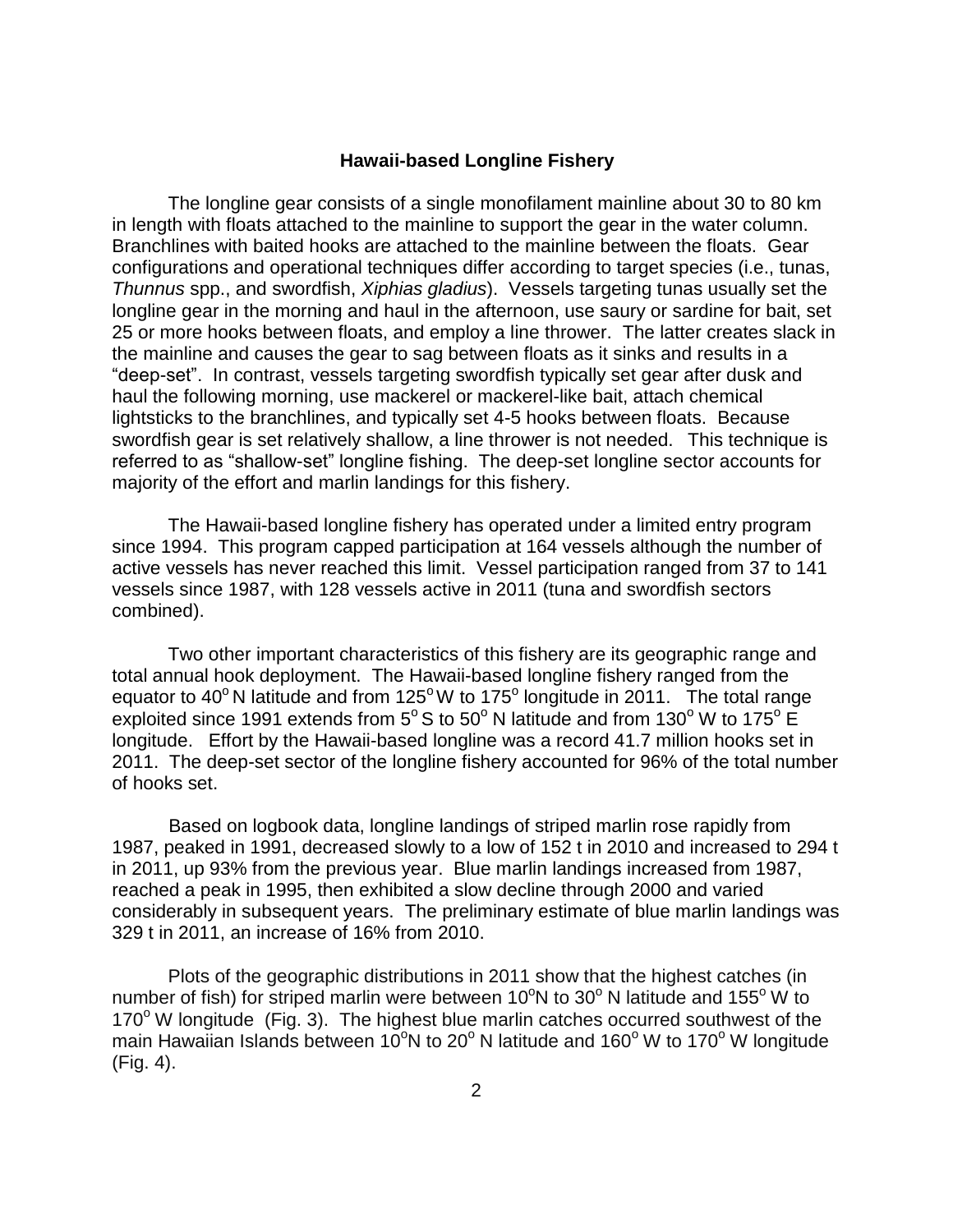## Hawaii-based Longline Fishery

The longline gear consists of a single monofilament mainline about 30 to 80 km in length with floats attached to the mainline to support the gear in the water column. Branchlines with baited hooks are attached to the mainline between the floats. Gear configurations and operational techniques differ according to target species (i.e., tunas, *Thunnus* spp., and swordfish, *Xiphias gladius*). Vessels targeting tunas usually set the longline gear in the morning and haul in the afternoon, use saury or sardine for bait, set 25 or more hooks between floats, and employ a line thrower. The latter creates slack in the mainline and causes the gear to sag between floats as it sinks and results in a "deep-set". In contrast, vessels targeting swordfish typically set gear after dusk and haul the following morning, use mackerel or mackerel-like bait, attach chemical lightsticks to the branchlines, and typically set 4-5 hooks between floats. Because swordfish gear is set relatively shallow, a line thrower is not needed. This technique is referred to as "shallow-set" longline fishing. The deep-set longline sector accounts for majority of the effort and marlin landings for this fishery.

The Hawaii-based longline fishery has operated under a limited entry program since 1994. This program capped participation at 164 vessels although the number of active vessels has never reached this limit. Vessel participation ranged from 37 to 141 vessels since 1987, with 128 vessels active in 2011 (tuna and swordfish sectors combined).

Two other important characteristics of this fishery are its geographic range and total annual hook deployment. The Hawaii-based longline fishery ranged from the equator to 40$^{o}$ N latitude and from 125$^{o}$ W to 175$^{o}$ longitude in 2011. The total range exploited since 1991 extends from 5$^{o}$ S to 50$^{o}$ N latitude and from 130$^{o}$ W to 175$^{o}$ E longitude. Effort by the Hawaii-based longline was a record 41.7 million hooks set in 2011. The deep-set sector of the longline fishery accounted for 96% of the total number of hooks set.

Based on logbook data, longline landings of striped marlin rose rapidly from 1987, peaked in 1991, decreased slowly to a low of 152 t in 2010 and increased to 294 t in 2011, up 93% from the previous year. Blue marlin landings increased from 1987, reached a peak in 1995, then exhibited a slow decline through 2000 and varied considerably in subsequent years. The preliminary estimate of blue marlin landings was 329 t in 2011, an increase of 16% from 2010.

Plots of the geographic distributions in 2011 show that the highest catches (in number of fish) for striped marlin were between 10$^{o}$N to 30$^{o}$ N latitude and 155$^{o}$ W to 170$^{o}$ W longitude (Fig. 3). The highest blue marlin catches occurred southwest of the main Hawaiian Islands between 10$^{o}$N to 20$^{o}$ N latitude and 160$^{o}$ W to 170$^{o}$ W longitude (Fig. 4).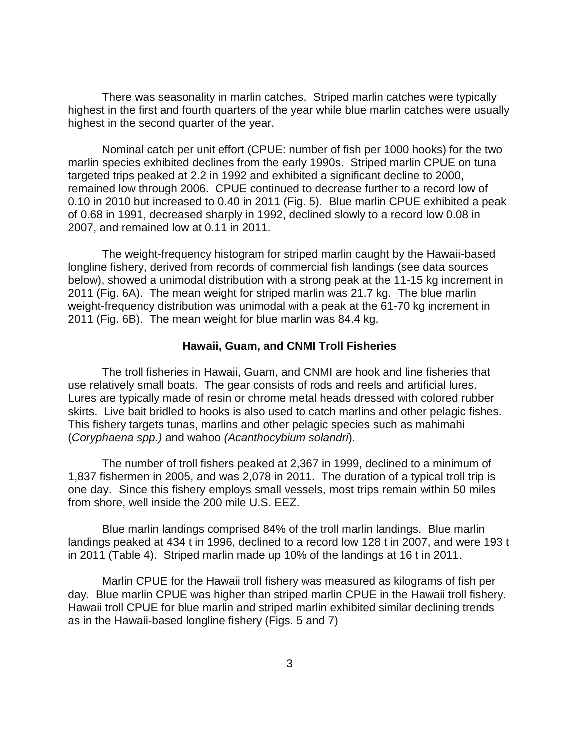There was seasonality in marlin catches. Striped marlin catches were typically highest in the first and fourth quarters of the year while blue marlin catches were usually highest in the second quarter of the year.

Nominal catch per unit effort (CPUE: number of fish per 1000 hooks) for the two marlin species exhibited declines from the early 1990s. Striped marlin CPUE on tuna targeted trips peaked at 2.2 in 1992 and exhibited a significant decline to 2000, remained low through 2006. CPUE continued to decrease further to a record low of 0.10 in 2010 but increased to 0.40 in 2011 (Fig. 5). Blue marlin CPUE exhibited a peak of 0.68 in 1991, decreased sharply in 1992, declined slowly to a record low 0.08 in 2007, and remained low at 0.11 in 2011.

The weight-frequency histogram for striped marlin caught by the Hawaii-based longline fishery, derived from records of commercial fish landings (see data sources below), showed a unimodal distribution with a strong peak at the 11-15 kg increment in 2011 (Fig. 6A). The mean weight for striped marlin was 21.7 kg. The blue marlin weight-frequency distribution was unimodal with a peak at the 61-70 kg increment in 2011 (Fig. 6B). The mean weight for blue marlin was 84.4 kg.

## Hawaii, Guam, and CNMI Troll Fisheries

The troll fisheries in Hawaii, Guam, and CNMI are hook and line fisheries that use relatively small boats. The gear consists of rods and reels and artificial lures. Lures are typically made of resin or chrome metal heads dressed with colored rubber skirts. Live bait bridled to hooks is also used to catch marlins and other pelagic fishes. This fishery targets tunas, marlins and other pelagic species such as mahimahi (*Coryphaena spp.)* and wahoo *(Acanthocybium solandri*).

The number of troll fishers peaked at 2,367 in 1999, declined to a minimum of 1,837 fishermen in 2005, and was 2,078 in 2011. The duration of a typical troll trip is one day. Since this fishery employs small vessels, most trips remain within 50 miles from shore, well inside the 200 mile U.S. EEZ.

Blue marlin landings comprised 84% of the troll marlin landings. Blue marlin landings peaked at 434 t in 1996, declined to a record low 128 t in 2007, and were 193 t in 2011 (Table 4). Striped marlin made up 10% of the landings at 16 t in 2011.

Marlin CPUE for the Hawaii troll fishery was measured as kilograms of fish per day. Blue marlin CPUE was higher than striped marlin CPUE in the Hawaii troll fishery. Hawaii troll CPUE for blue marlin and striped marlin exhibited similar declining trends as in the Hawaii-based longline fishery (Figs. 5 and 7)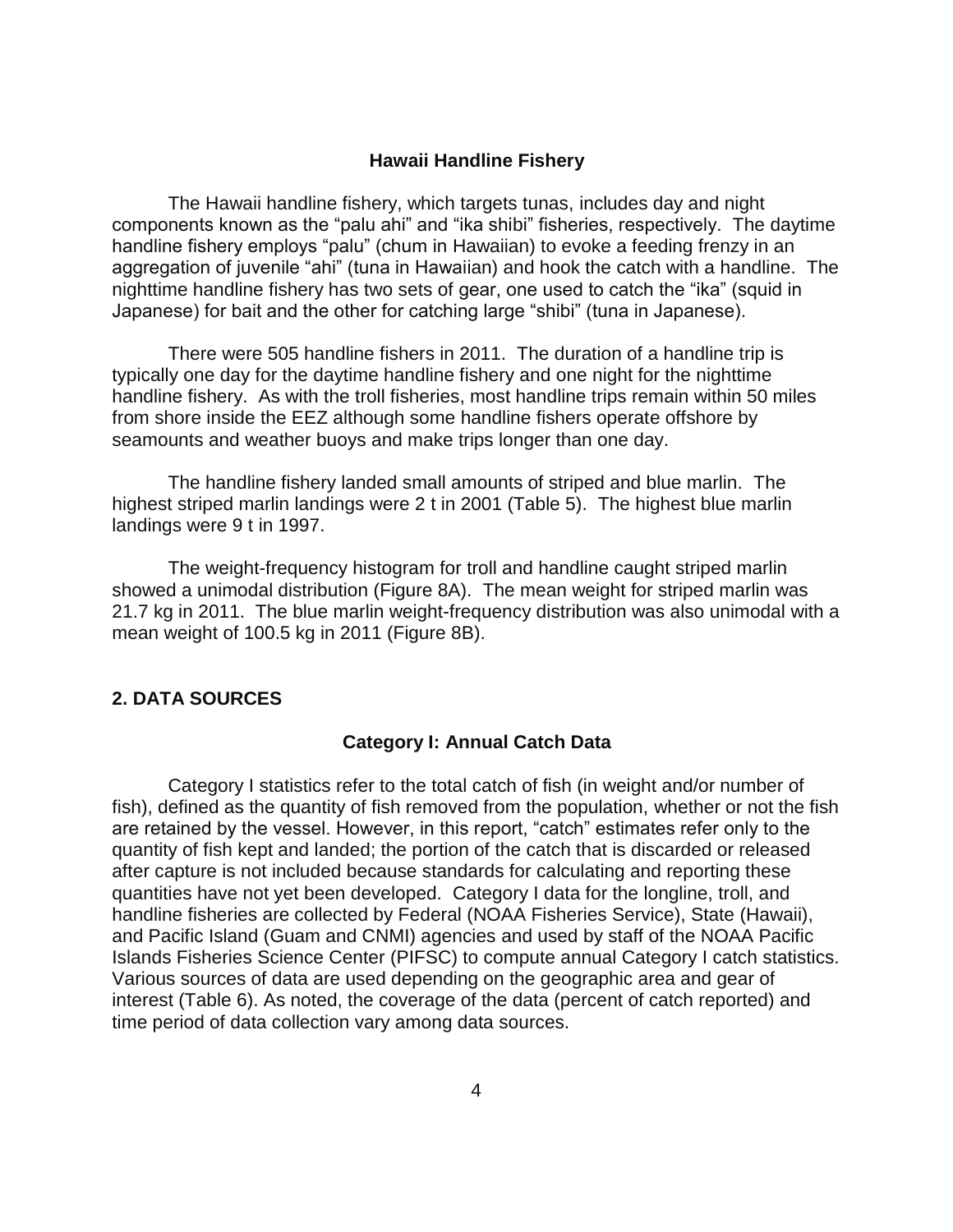### Hawaii Handline Fishery

The Hawaii handline fishery, which targets tunas, includes day and night components known as the "palu ahi" and "ika shibi" fisheries, respectively. The daytime handline fishery employs "palu" (chum in Hawaiian) to evoke a feeding frenzy in an aggregation of juvenile "ahi" (tuna in Hawaiian) and hook the catch with a handline. The nighttime handline fishery has two sets of gear, one used to catch the "ika" (squid in Japanese) for bait and the other for catching large "shibi" (tuna in Japanese).

There were 505 handline fishers in 2011. The duration of a handline trip is typically one day for the daytime handline fishery and one night for the nighttime handline fishery. As with the troll fisheries, most handline trips remain within 50 miles from shore inside the EEZ although some handline fishers operate offshore by seamounts and weather buoys and make trips longer than one day.

The handline fishery landed small amounts of striped and blue marlin. The highest striped marlin landings were 2 t in 2001 (Table 5). The highest blue marlin landings were 9 t in 1997.

The weight-frequency histogram for troll and handline caught striped marlin showed a unimodal distribution (Figure 8A). The mean weight for striped marlin was 21.7 kg in 2011. The blue marlin weight-frequency distribution was also unimodal with a mean weight of 100.5 kg in 2011 (Figure 8B).

## 2. DATA SOURCES

### Category I: Annual Catch Data

Category I statistics refer to the total catch of fish (in weight and/or number of fish), defined as the quantity of fish removed from the population, whether or not the fish are retained by the vessel. However, in this report, "catch" estimates refer only to the quantity of fish kept and landed; the portion of the catch that is discarded or released after capture is not included because standards for calculating and reporting these quantities have not yet been developed. Category I data for the longline, troll, and handline fisheries are collected by Federal (NOAA Fisheries Service), State (Hawaii), and Pacific Island (Guam and CNMI) agencies and used by staff of the NOAA Pacific Islands Fisheries Science Center (PIFSC) to compute annual Category I catch statistics. Various sources of data are used depending on the geographic area and gear of interest (Table 6). As noted, the coverage of the data (percent of catch reported) and time period of data collection vary among data sources.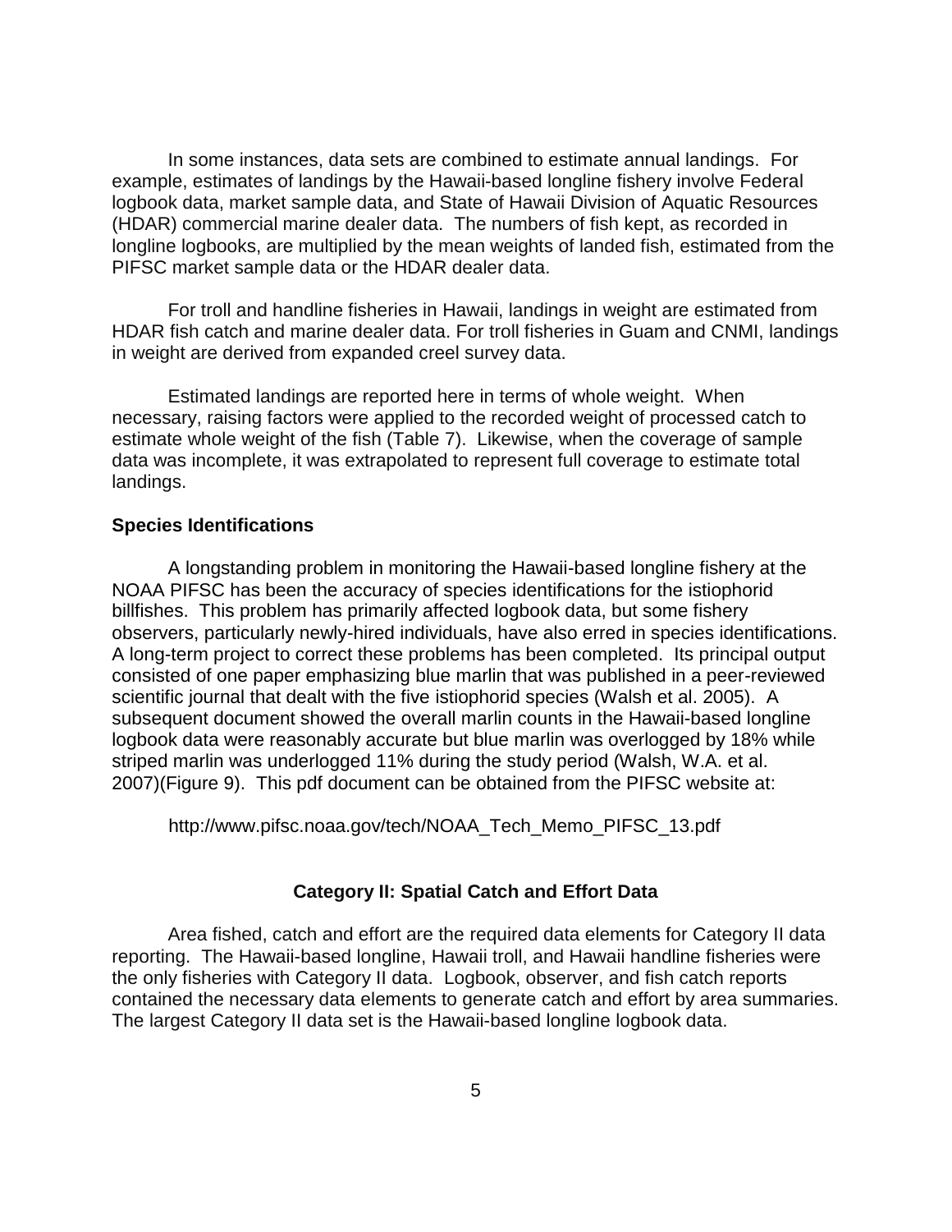In some instances, data sets are combined to estimate annual landings. For example, estimates of landings by the Hawaii-based longline fishery involve Federal logbook data, market sample data, and State of Hawaii Division of Aquatic Resources (HDAR) commercial marine dealer data. The numbers of fish kept, as recorded in longline logbooks, are multiplied by the mean weights of landed fish, estimated from the PIFSC market sample data or the HDAR dealer data.

For troll and handline fisheries in Hawaii, landings in weight are estimated from HDAR fish catch and marine dealer data. For troll fisheries in Guam and CNMI, landings in weight are derived from expanded creel survey data.

Estimated landings are reported here in terms of whole weight. When necessary, raising factors were applied to the recorded weight of processed catch to estimate whole weight of the fish (Table 7). Likewise, when the coverage of sample data was incomplete, it was extrapolated to represent full coverage to estimate total landings.

**Species Identifications**

A longstanding problem in monitoring the Hawaii-based longline fishery at the NOAA PIFSC has been the accuracy of species identifications for the istiophorid billfishes. This problem has primarily affected logbook data, but some fishery observers, particularly newly-hired individuals, have also erred in species identifications. A long-term project to correct these problems has been completed. Its principal output consisted of one paper emphasizing blue marlin that was published in a peer-reviewed scientific journal that dealt with the five istiophorid species (Walsh et al. 2005). A subsequent document showed the overall marlin counts in the Hawaii-based longline logbook data were reasonably accurate but blue marlin was overlogged by 18% while striped marlin was underlogged 11% during the study period (Walsh, W.A. et al. 2007)(Figure 9). This pdf document can be obtained from the PIFSC website at:

http://www.pifsc.noaa.gov/tech/NOAA_Tech_Memo_PIFSC_13.pdf

## Category II: Spatial Catch and Effort Data

Area fished, catch and effort are the required data elements for Category II data reporting. The Hawaii-based longline, Hawaii troll, and Hawaii handline fisheries were the only fisheries with Category II data. Logbook, observer, and fish catch reports contained the necessary data elements to generate catch and effort by area summaries. The largest Category II data set is the Hawaii-based longline logbook data.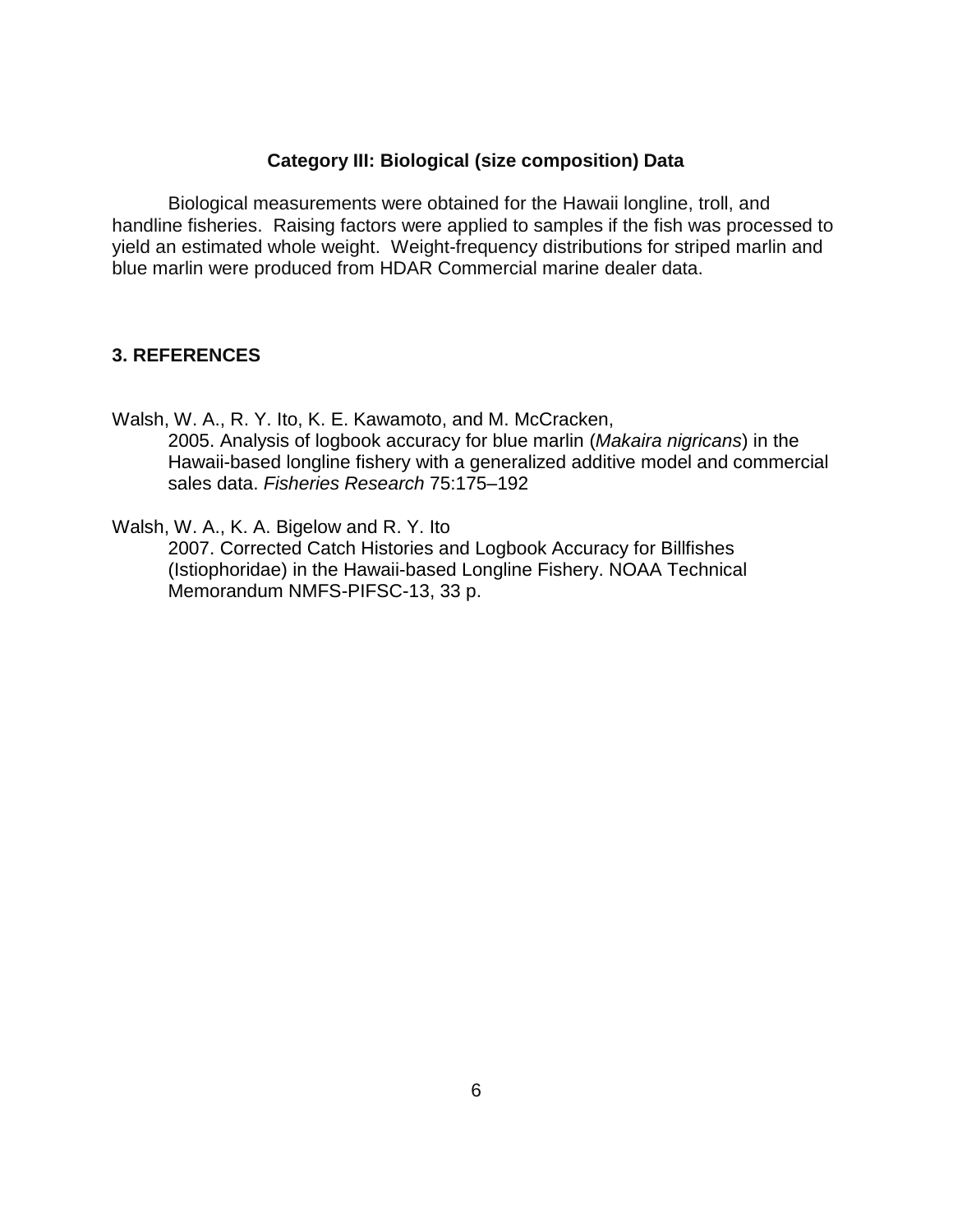### Category III: Biological (size composition) Data

Biological measurements were obtained for the Hawaii longline, troll, and handline fisheries. Raising factors were applied to samples if the fish was processed to yield an estimated whole weight. Weight-frequency distributions for striped marlin and blue marlin were produced from HDAR Commercial marine dealer data.

## 3. REFERENCES

Walsh, W. A., R. Y. Ito, K. E. Kawamoto, and M. McCracken,
2005. Analysis of logbook accuracy for blue marlin (*Makaira nigricans*) in the Hawaii-based longline fishery with a generalized additive model and commercial sales data. *Fisheries Research* 75:175–192

Walsh, W. A., K. A. Bigelow and R. Y. Ito
2007. Corrected Catch Histories and Logbook Accuracy for Billfishes (Istiophoridae) in the Hawaii-based Longline Fishery. NOAA Technical Memorandum NMFS-PIFSC-13, 33 p.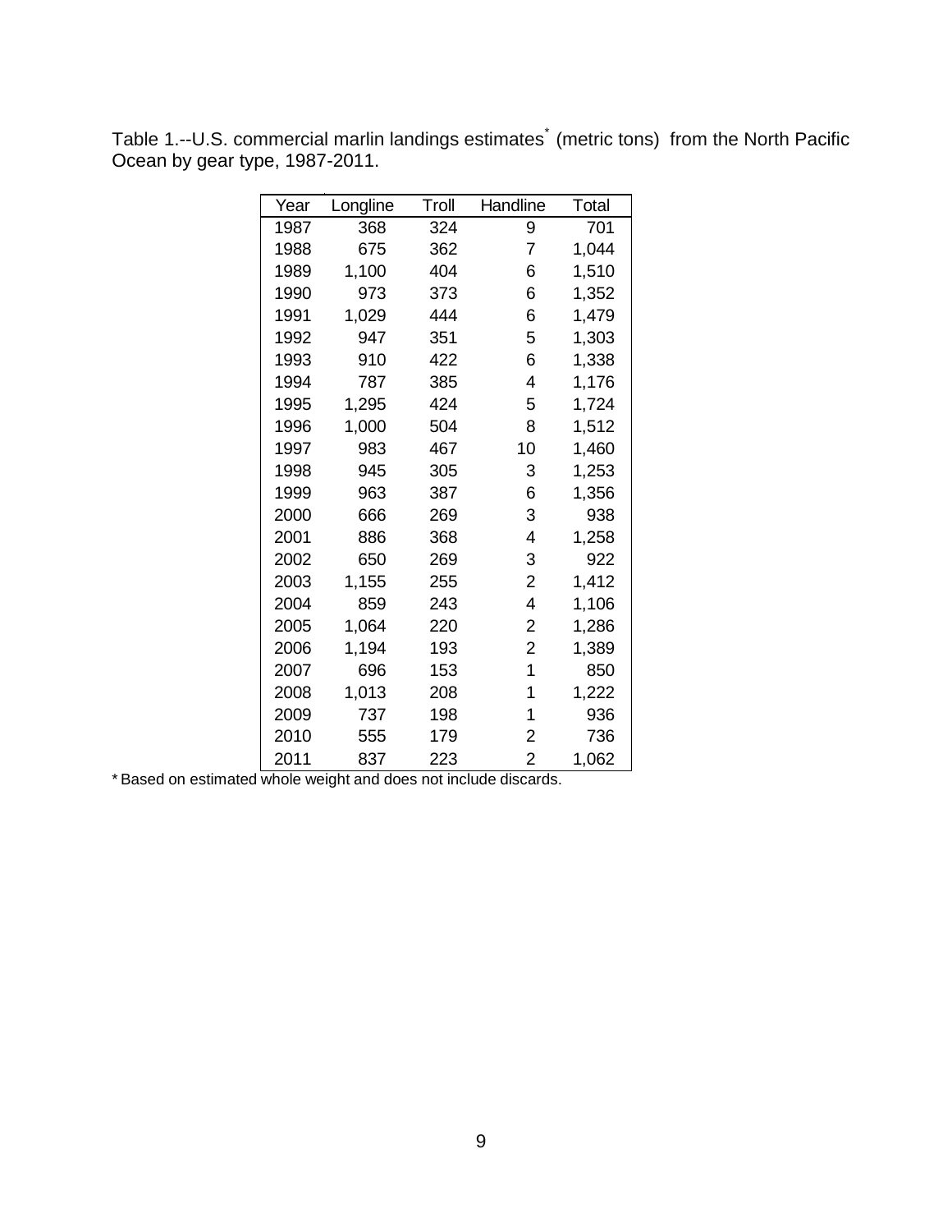Table 1.--U.S. commercial marlin landings estimates* (metric tons) from the North Pacific Ocean by gear type, 1987-2011.

| Year | Longline | Troll | Handline | Total |
|---|---|---|---|---|
| 1987 | 368 | 324 | 9 | 701 |
| 1988 | 675 | 362 | 7 | 1,044 |
| 1989 | 1,100 | 404 | 6 | 1,510 |
| 1990 | 973 | 373 | 6 | 1,352 |
| 1991 | 1,029 | 444 | 6 | 1,479 |
| 1992 | 947 | 351 | 5 | 1,303 |
| 1993 | 910 | 422 | 6 | 1,338 |
| 1994 | 787 | 385 | 4 | 1,176 |
| 1995 | 1,295 | 424 | 5 | 1,724 |
| 1996 | 1,000 | 504 | 8 | 1,512 |
| 1997 | 983 | 467 | 10 | 1,460 |
| 1998 | 945 | 305 | 3 | 1,253 |
| 1999 | 963 | 387 | 6 | 1,356 |
| 2000 | 666 | 269 | 3 | 938 |
| 2001 | 886 | 368 | 4 | 1,258 |
| 2002 | 650 | 269 | 3 | 922 |
| 2003 | 1,155 | 255 | 2 | 1,412 |
| 2004 | 859 | 243 | 4 | 1,106 |
| 2005 | 1,064 | 220 | 2 | 1,286 |
| 2006 | 1,194 | 193 | 2 | 1,389 |
| 2007 | 696 | 153 | 1 | 850 |
| 2008 | 1,013 | 208 | 1 | 1,222 |
| 2009 | 737 | 198 | 1 | 936 |
| 2010 | 555 | 179 | 2 | 736 |
| 2011 | 837 | 223 | 2 | 1,062 |

* Based on estimated whole weight and does not include discards.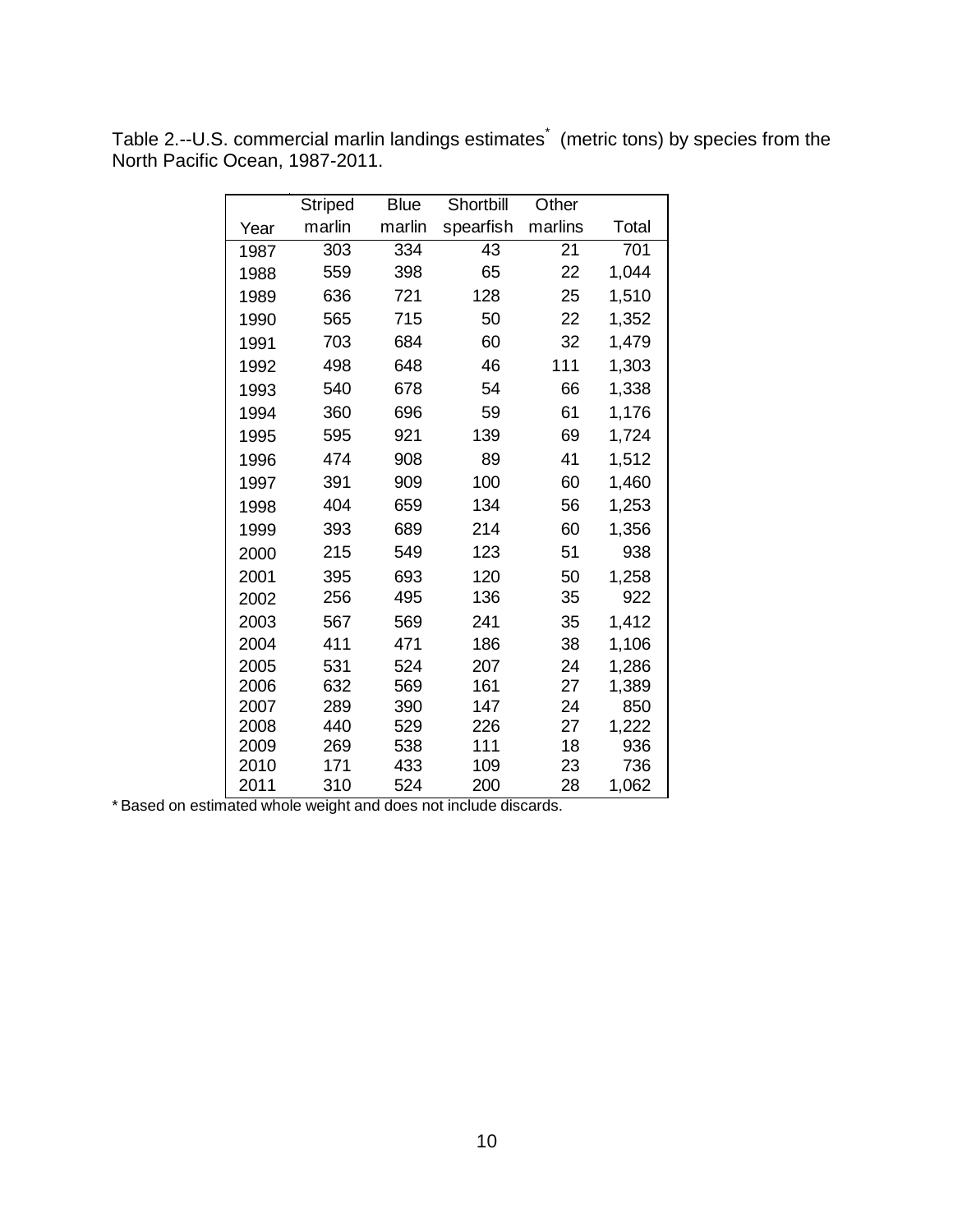Table 2.--U.S. commercial marlin landings estimates[*] (metric tons) by species from the North Pacific Ocean, 1987-2011.

| Year | Striped marlin | Blue marlin | Shortbill spearfish | Other marlins | Total |
|---|---|---|---|---|---|
| 1987 | 303 | 334 | 43 | 21 | 701 |
| 1988 | 559 | 398 | 65 | 22 | 1,044 |
| 1989 | 636 | 721 | 128 | 25 | 1,510 |
| 1990 | 565 | 715 | 50 | 22 | 1,352 |
| 1991 | 703 | 684 | 60 | 32 | 1,479 |
| 1992 | 498 | 648 | 46 | 111 | 1,303 |
| 1993 | 540 | 678 | 54 | 66 | 1,338 |
| 1994 | 360 | 696 | 59 | 61 | 1,176 |
| 1995 | 595 | 921 | 139 | 69 | 1,724 |
| 1996 | 474 | 908 | 89 | 41 | 1,512 |
| 1997 | 391 | 909 | 100 | 60 | 1,460 |
| 1998 | 404 | 659 | 134 | 56 | 1,253 |
| 1999 | 393 | 689 | 214 | 60 | 1,356 |
| 2000 | 215 | 549 | 123 | 51 | 938 |
| 2001 | 395 | 693 | 120 | 50 | 1,258 |
| 2002 | 256 | 495 | 136 | 35 | 922 |
| 2003 | 567 | 569 | 241 | 35 | 1,412 |
| 2004 | 411 | 471 | 186 | 38 | 1,106 |
| 2005 | 531 | 524 | 207 | 24 | 1,286 |
| 2006 | 632 | 569 | 161 | 27 | 1,389 |
| 2007 | 289 | 390 | 147 | 24 | 850 |
| 2008 | 440 | 529 | 226 | 27 | 1,222 |
| 2009 | 269 | 538 | 111 | 18 | 936 |
| 2010 | 171 | 433 | 109 | 23 | 736 |
| 2011 | 310 | 524 | 200 | 28 | 1,062 |

* Based on estimated whole weight and does not include discards.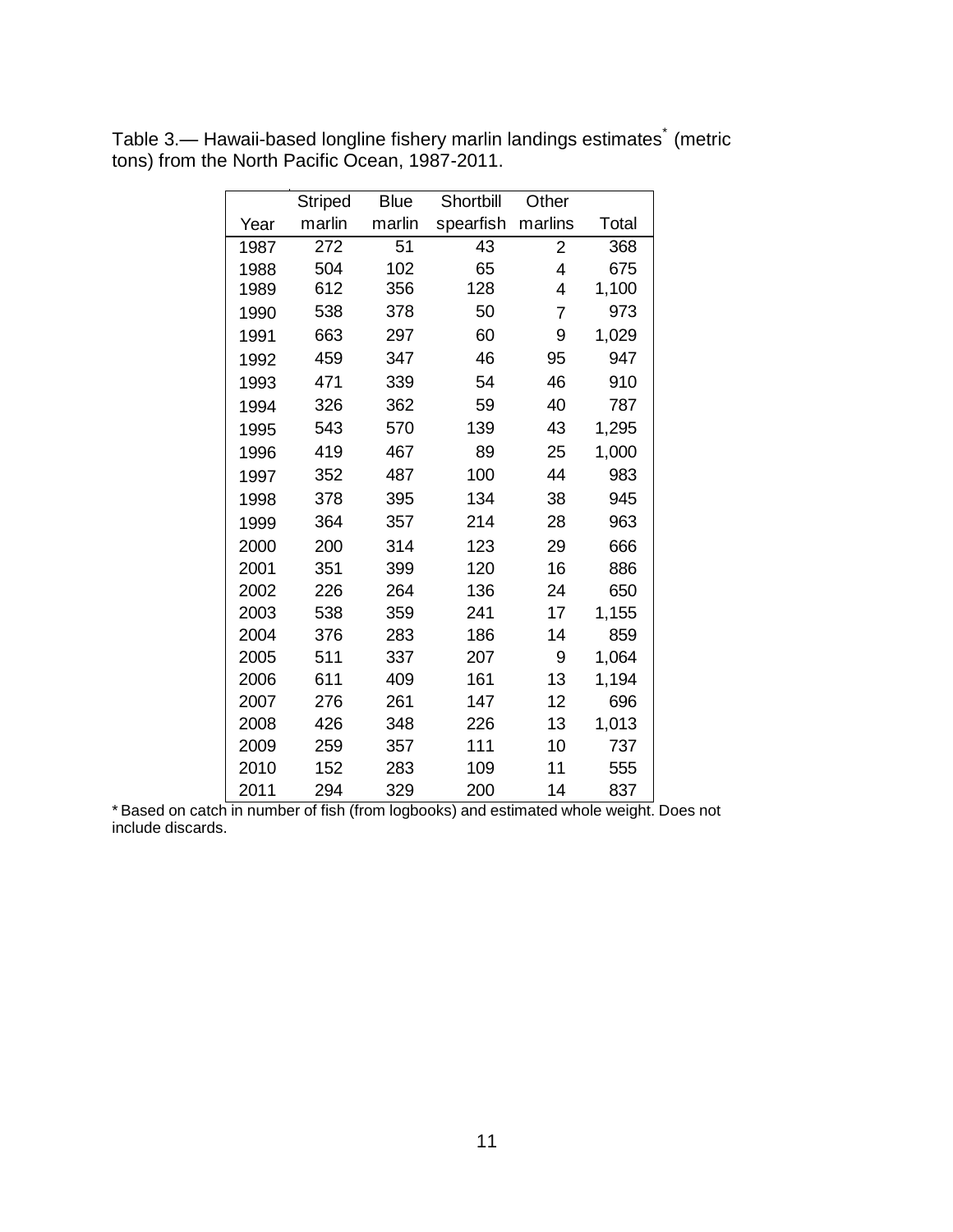Table 3.— Hawaii-based longline fishery marlin landings estimates* (metric tons) from the North Pacific Ocean, 1987-2011.

| Year | Striped marlin | Blue marlin | Shortbill spearfish | Other marlins | Total |
|---|---|---|---|---|---|
| 1987 | 272 | 51 | 43 | 2 | 368 |
| 1988 | 504 | 102 | 65 | 4 | 675 |
| 1989 | 612 | 356 | 128 | 4 | 1,100 |
| 1990 | 538 | 378 | 50 | 7 | 973 |
| 1991 | 663 | 297 | 60 | 9 | 1,029 |
| 1992 | 459 | 347 | 46 | 95 | 947 |
| 1993 | 471 | 339 | 54 | 46 | 910 |
| 1994 | 326 | 362 | 59 | 40 | 787 |
| 1995 | 543 | 570 | 139 | 43 | 1,295 |
| 1996 | 419 | 467 | 89 | 25 | 1,000 |
| 1997 | 352 | 487 | 100 | 44 | 983 |
| 1998 | 378 | 395 | 134 | 38 | 945 |
| 1999 | 364 | 357 | 214 | 28 | 963 |
| 2000 | 200 | 314 | 123 | 29 | 666 |
| 2001 | 351 | 399 | 120 | 16 | 886 |
| 2002 | 226 | 264 | 136 | 24 | 650 |
| 2003 | 538 | 359 | 241 | 17 | 1,155 |
| 2004 | 376 | 283 | 186 | 14 | 859 |
| 2005 | 511 | 337 | 207 | 9 | 1,064 |
| 2006 | 611 | 409 | 161 | 13 | 1,194 |
| 2007 | 276 | 261 | 147 | 12 | 696 |
| 2008 | 426 | 348 | 226 | 13 | 1,013 |
| 2009 | 259 | 357 | 111 | 10 | 737 |
| 2010 | 152 | 283 | 109 | 11 | 555 |
| 2011 | 294 | 329 | 200 | 14 | 837 |

* Based on catch in number of fish (from logbooks) and estimated whole weight. Does not include discards.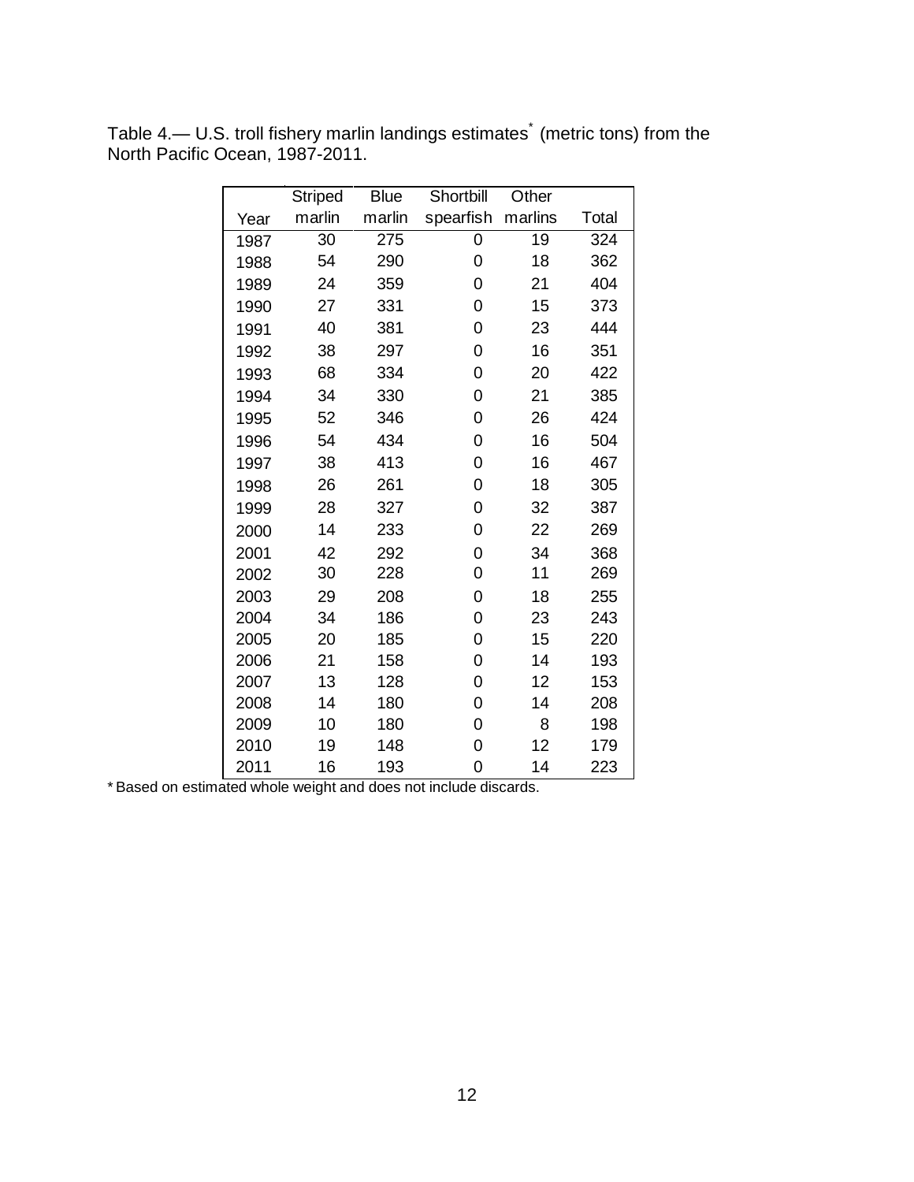Table 4.— U.S. troll fishery marlin landings estimates[*] (metric tons) from the North Pacific Ocean, 1987-2011.

| Year | Striped marlin | Blue marlin | Shortbill spearfish | Other marlins | Total |
|---|---|---|---|---|---|
| 1987 | 30 | 275 | 0 | 19 | 324 |
| 1988 | 54 | 290 | 0 | 18 | 362 |
| 1989 | 24 | 359 | 0 | 21 | 404 |
| 1990 | 27 | 331 | 0 | 15 | 373 |
| 1991 | 40 | 381 | 0 | 23 | 444 |
| 1992 | 38 | 297 | 0 | 16 | 351 |
| 1993 | 68 | 334 | 0 | 20 | 422 |
| 1994 | 34 | 330 | 0 | 21 | 385 |
| 1995 | 52 | 346 | 0 | 26 | 424 |
| 1996 | 54 | 434 | 0 | 16 | 504 |
| 1997 | 38 | 413 | 0 | 16 | 467 |
| 1998 | 26 | 261 | 0 | 18 | 305 |
| 1999 | 28 | 327 | 0 | 32 | 387 |
| 2000 | 14 | 233 | 0 | 22 | 269 |
| 2001 | 42 | 292 | 0 | 34 | 368 |
| 2002 | 30 | 228 | 0 | 11 | 269 |
| 2003 | 29 | 208 | 0 | 18 | 255 |
| 2004 | 34 | 186 | 0 | 23 | 243 |
| 2005 | 20 | 185 | 0 | 15 | 220 |
| 2006 | 21 | 158 | 0 | 14 | 193 |
| 2007 | 13 | 128 | 0 | 12 | 153 |
| 2008 | 14 | 180 | 0 | 14 | 208 |
| 2009 | 10 | 180 | 0 | 8 | 198 |
| 2010 | 19 | 148 | 0 | 12 | 179 |
| 2011 | 16 | 193 | 0 | 14 | 223 |

* Based on estimated whole weight and does not include discards.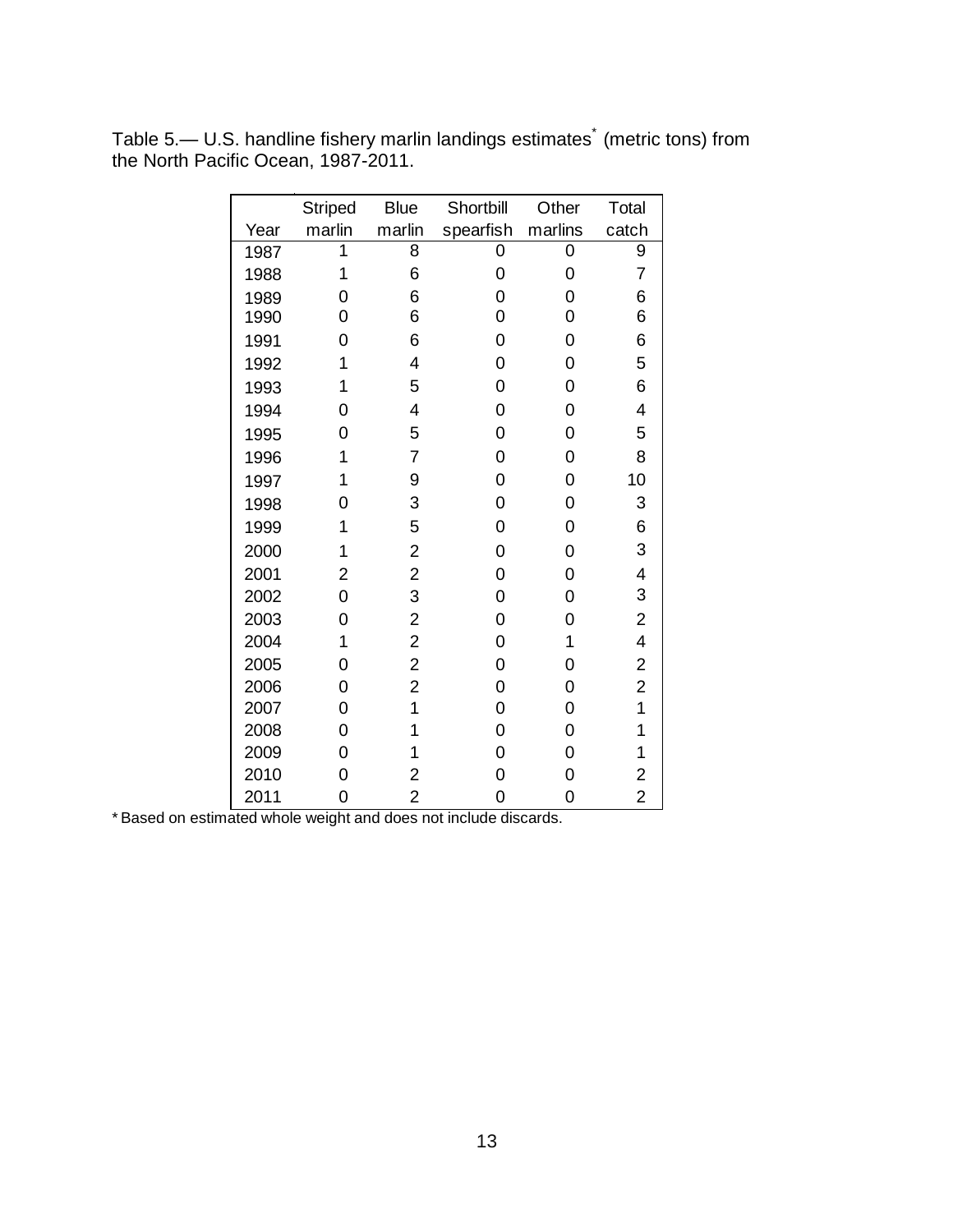Table 5.— U.S. handline fishery marlin landings estimates[*] (metric tons) from the North Pacific Ocean, 1987-2011.

| Year | Striped marlin | Blue marlin | Shortbill spearfish | Other marlins | Total catch |
|---|---|---|---|---|---|
| 1987 | 1 | 8 | 0 | 0 | 9 |
| 1988 | 1 | 6 | 0 | 0 | 7 |
| 1989 | 0 | 6 | 0 | 0 | 6 |
| 1990 | 0 | 6 | 0 | 0 | 6 |
| 1991 | 0 | 6 | 0 | 0 | 6 |
| 1992 | 1 | 4 | 0 | 0 | 5 |
| 1993 | 1 | 5 | 0 | 0 | 6 |
| 1994 | 0 | 4 | 0 | 0 | 4 |
| 1995 | 0 | 5 | 0 | 0 | 5 |
| 1996 | 1 | 7 | 0 | 0 | 8 |
| 1997 | 1 | 9 | 0 | 0 | 10 |
| 1998 | 0 | 3 | 0 | 0 | 3 |
| 1999 | 1 | 5 | 0 | 0 | 6 |
| 2000 | 1 | 2 | 0 | 0 | 3 |
| 2001 | 2 | 2 | 0 | 0 | 4 |
| 2002 | 0 | 3 | 0 | 0 | 3 |
| 2003 | 0 | 2 | 0 | 0 | 2 |
| 2004 | 1 | 2 | 0 | 1 | 4 |
| 2005 | 0 | 2 | 0 | 0 | 2 |
| 2006 | 0 | 2 | 0 | 0 | 2 |
| 2007 | 0 | 1 | 0 | 0 | 1 |
| 2008 | 0 | 1 | 0 | 0 | 1 |
| 2009 | 0 | 1 | 0 | 0 | 1 |
| 2010 | 0 | 2 | 0 | 0 | 2 |
| 2011 | 0 | 2 | 0 | 0 | 2 |

\* Based on estimated whole weight and does not include discards.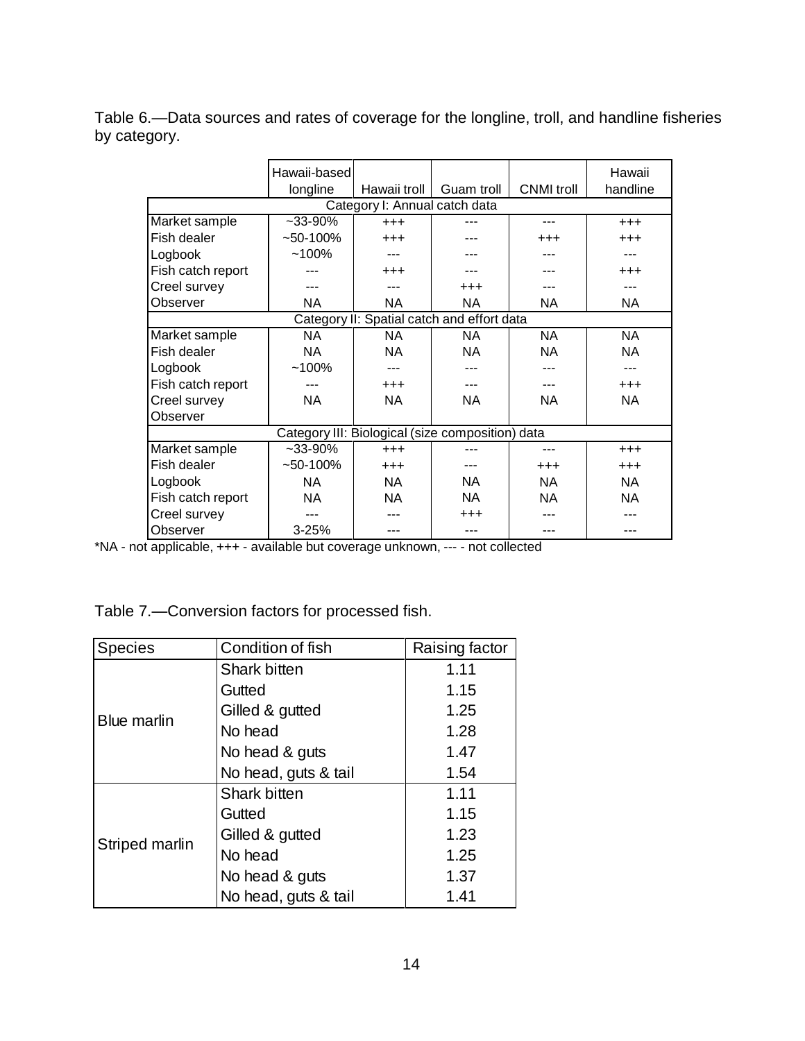Table 6.—Data sources and rates of coverage for the longline, troll, and handline fisheries by category.

| | Hawaii-based longline | Hawaii troll | Guam troll | CNMI troll | Hawaii handline |
|---|---|---|---|---|---|
| Category I: Annual catch data | | | | | |
| Market sample | ~33-90% | +++ | --- | --- | +++ |
| Fish dealer | ~50-100% | +++ | --- | +++ | +++ |
| Logbook | ~100% | --- | --- | --- | --- |
| Fish catch report | --- | +++ | --- | --- | +++ |
| Creel survey | --- | --- | +++ | --- | --- |
| Observer | NA | NA | NA | NA | NA |
| Category II: Spatial catch and effort data | | | | | |
| Market sample | NA | NA | NA | NA | NA |
| Fish dealer | NA | NA | NA | NA | NA |
| Logbook | ~100% | --- | --- | --- | --- |
| Fish catch report | --- | +++ | --- | --- | +++ |
| Creel survey | NA | NA | NA | NA | NA |
| Observer | | | | | |
| Category III: Biological (size composition) data | | | | | |
| Market sample | ~33-90% | +++ | --- | --- | +++ |
| Fish dealer | ~50-100% | +++ | --- | +++ | +++ |
| Logbook | NA | NA | NA | NA | NA |
| Fish catch report | NA | NA | NA | NA | NA |
| Creel survey | --- | --- | +++ | --- | --- |
| Observer | 3-25% | --- | --- | --- | --- |

*NA - not applicable, +++ - available but coverage unknown, --- - not collected

Table 7.—Conversion factors for processed fish.

| Species | Condition of fish | Raising factor |
|---|---|---|
| Blue marlin | Shark bitten | 1.11 |
| | Gutted | 1.15 |
| | Gilled & gutted | 1.25 |
| | No head | 1.28 |
| | No head & guts | 1.47 |
| | No head, guts & tail | 1.54 |
| Striped marlin | Shark bitten | 1.11 |
| | Gutted | 1.15 |
| | Gilled & gutted | 1.23 |
| | No head | 1.25 |
| | No head & guts | 1.37 |
| | No head, guts & tail | 1.41 |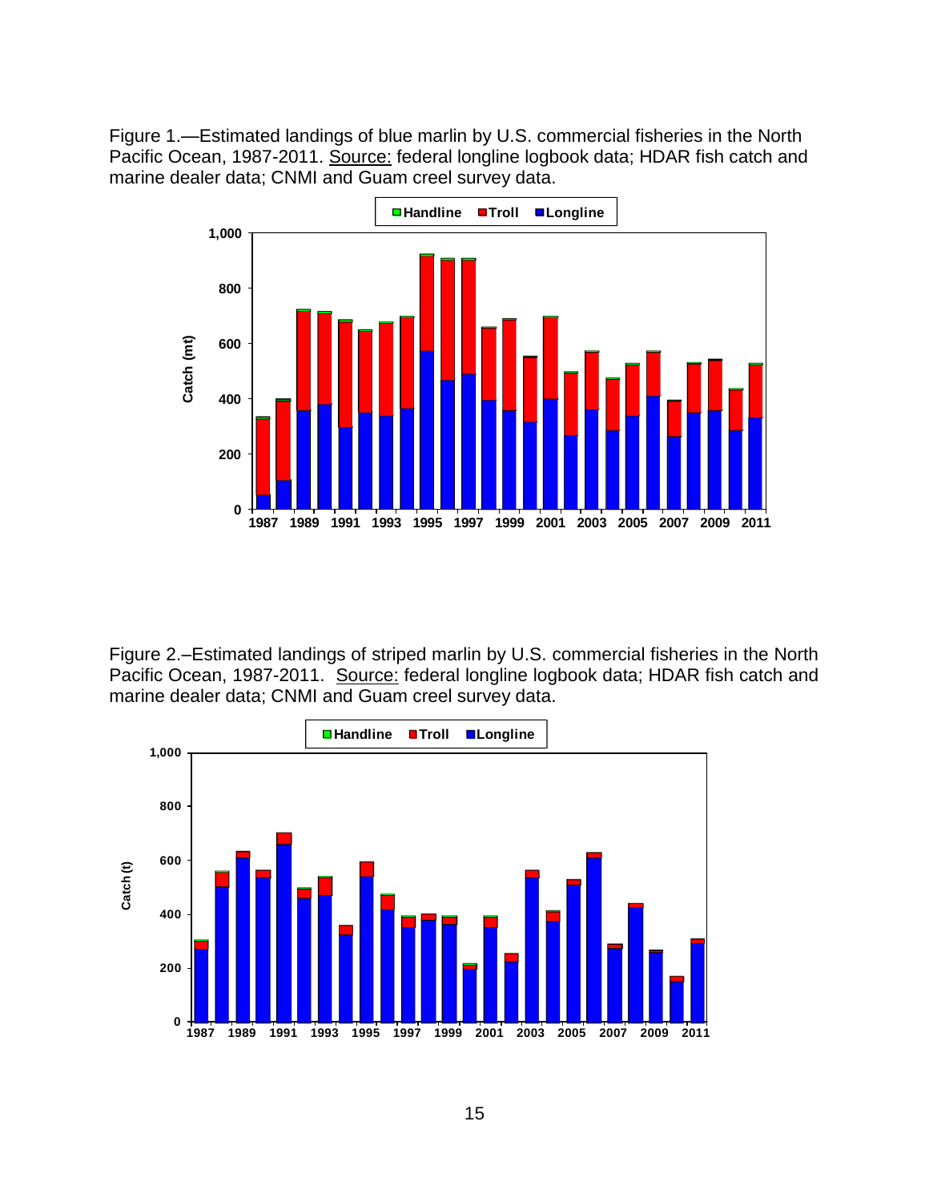Figure 1.—Estimated landings of blue marlin by U.S. commercial fisheries in the North Pacific Ocean, 1987-2011. Source: federal longline logbook data; HDAR fish catch and marine dealer data; CNMI and Guam creel survey data.

Figure 2.–Estimated landings of striped marlin by U.S. commercial fisheries in the North Pacific Ocean, 1987-2011. Source: federal longline logbook data; HDAR fish catch and marine dealer data; CNMI and Guam creel survey data.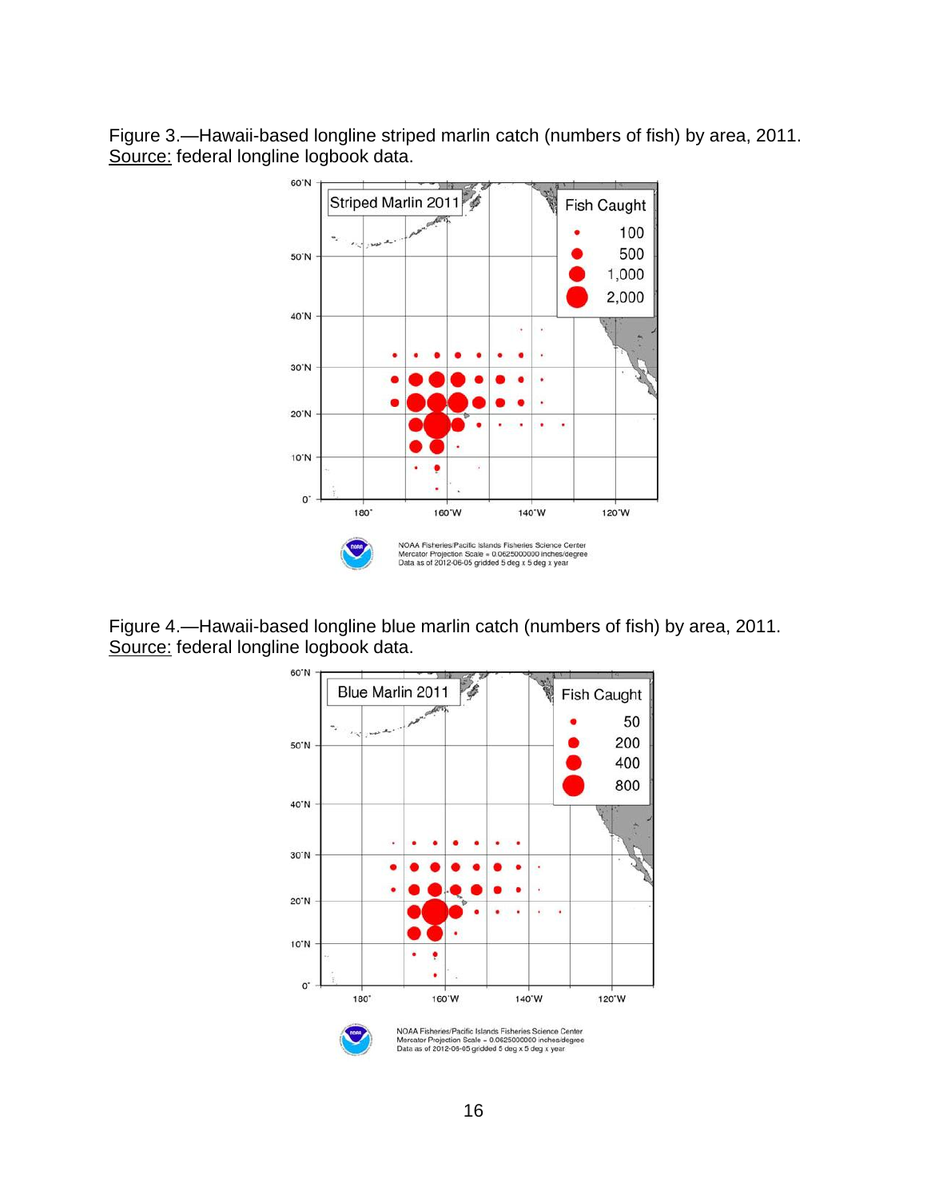Figure 3.—Hawaii-based longline striped marlin catch (numbers of fish) by area, 2011. Source: federal longline logbook data.

Figure 4.—Hawaii-based longline blue marlin catch (numbers of fish) by area, 2011. Source: federal longline logbook data.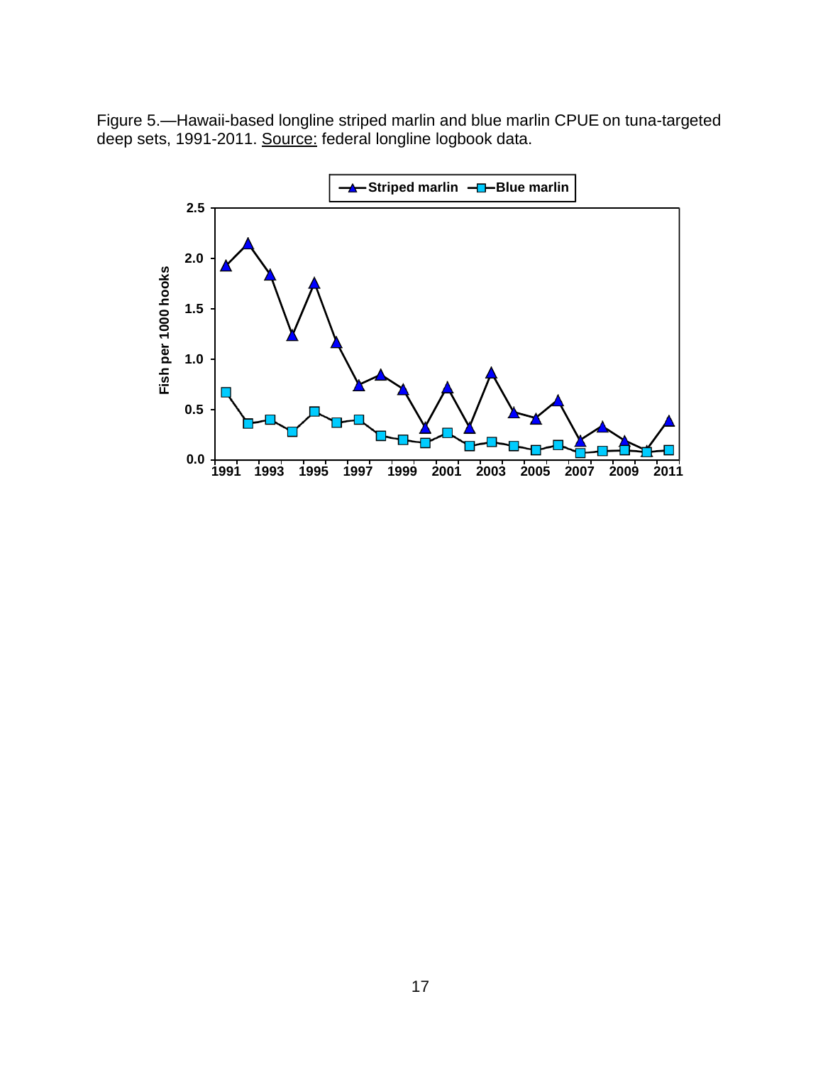Figure 5.—Hawaii-based longline striped marlin and blue marlin CPUE on tuna-targeted deep sets, 1991-2011. Source: federal longline logbook data.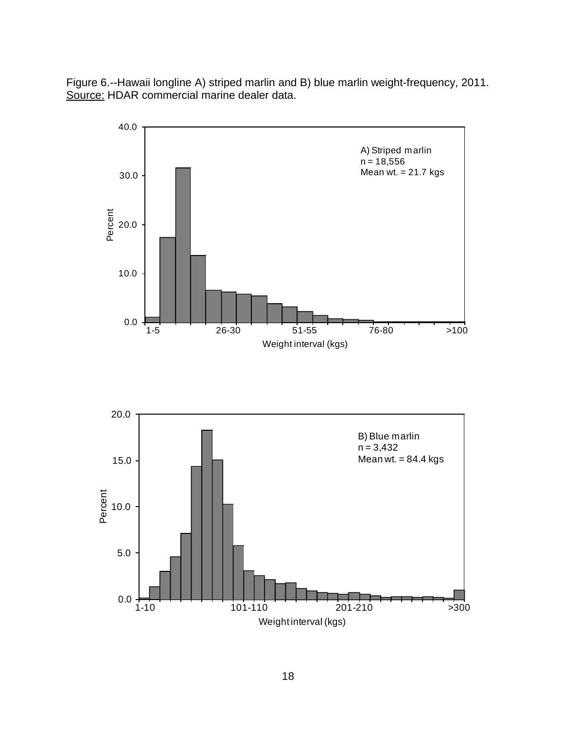Figure 6.--Hawaii longline A) striped marlin and B) blue marlin weight-frequency, 2011.
Source: HDAR commercial marine dealer data.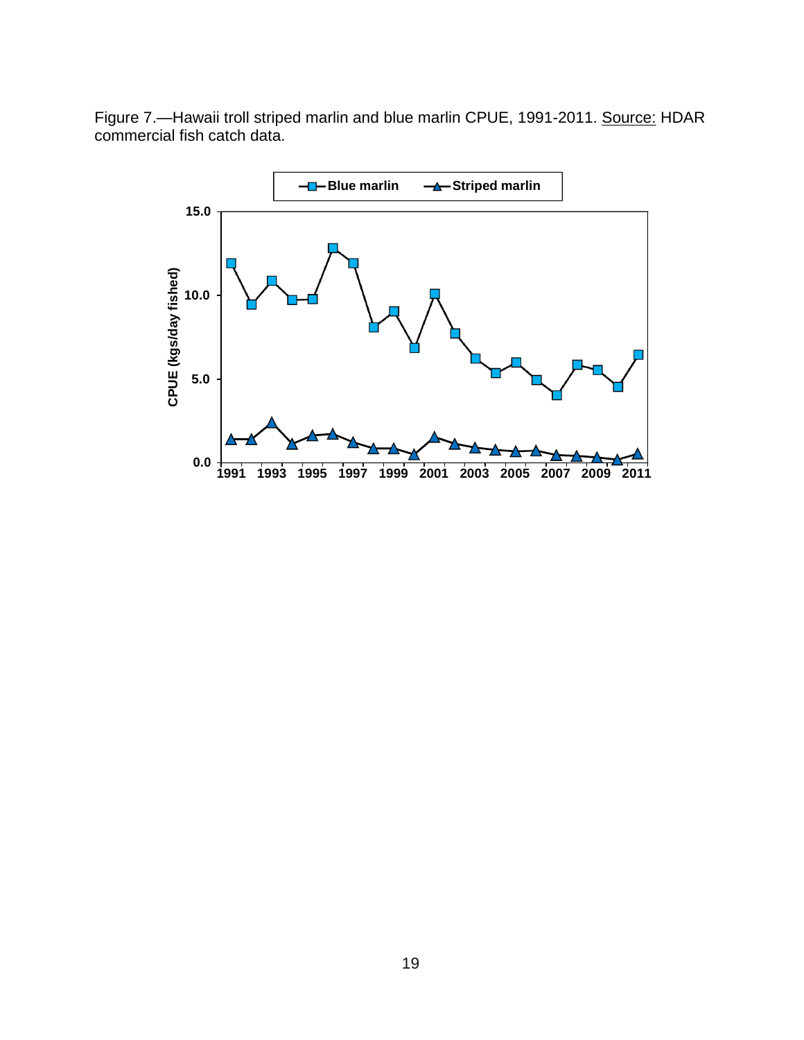Figure 7.—Hawaii troll striped marlin and blue marlin CPUE, 1991-2011. Source: HDAR commercial fish catch data.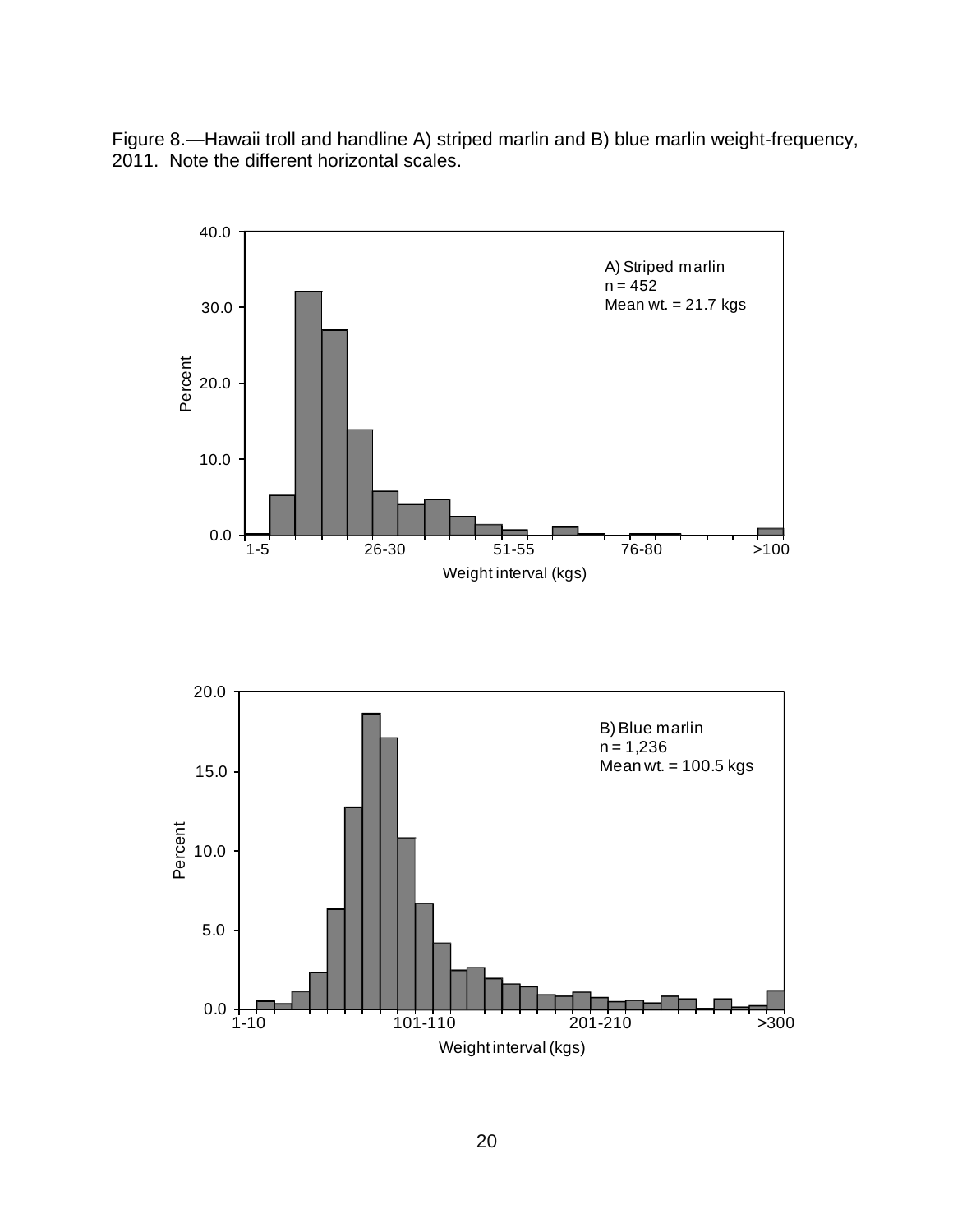Figure 8.—Hawaii troll and handline A) striped marlin and B) blue marlin weight-frequency, 2011. Note the different horizontal scales.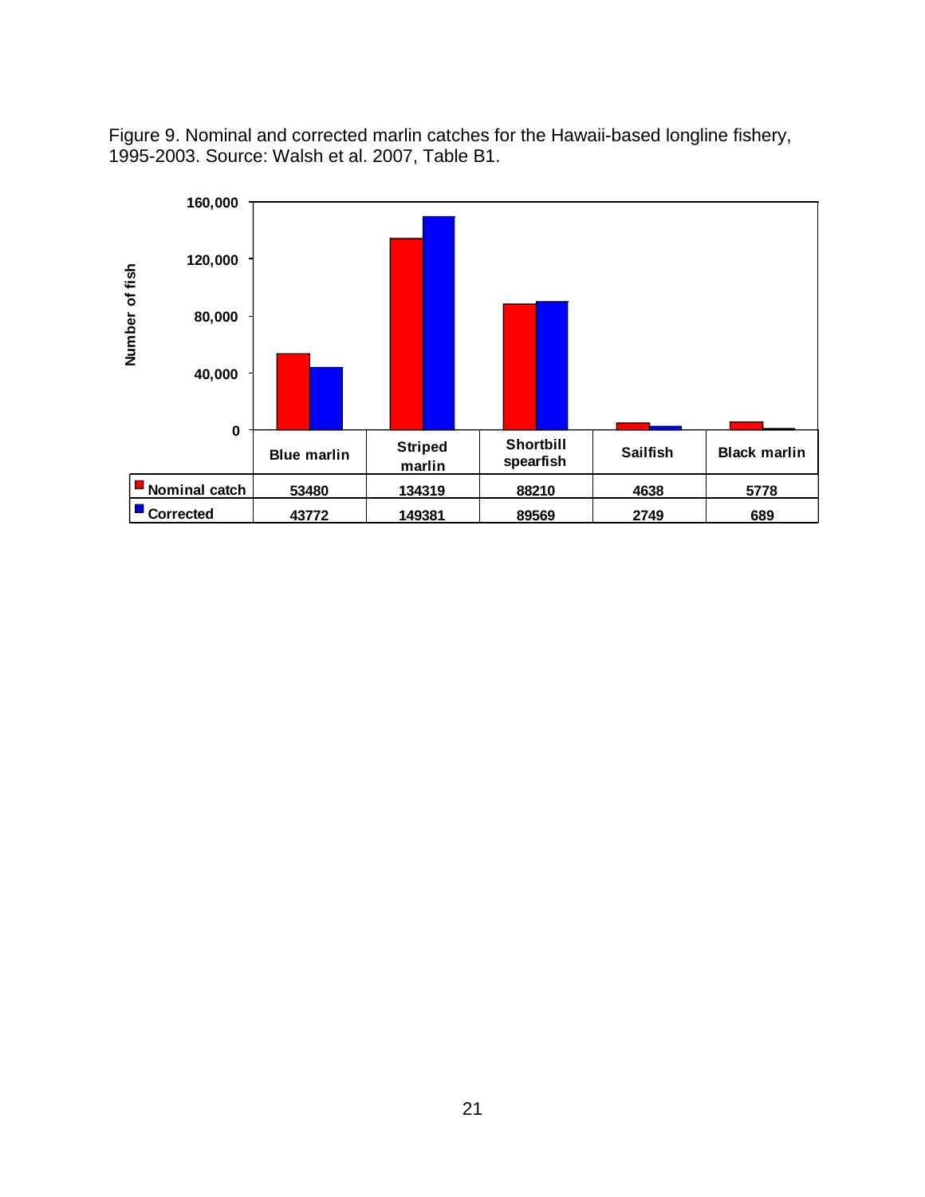Figure 9. Nominal and corrected marlin catches for the Hawaii-based longline fishery, 1995-2003. Source: Walsh et al. 2007, Table B1.

Number of fish

160,000

120,000

80,000

40,000

0

Blue marlin

Striped marlin

Shortbill spearfish

Sailfish

Black marlin

Nominal catch 53480 134319 88210 4638 5778

Corrected 43772 149381 89569 2749 689